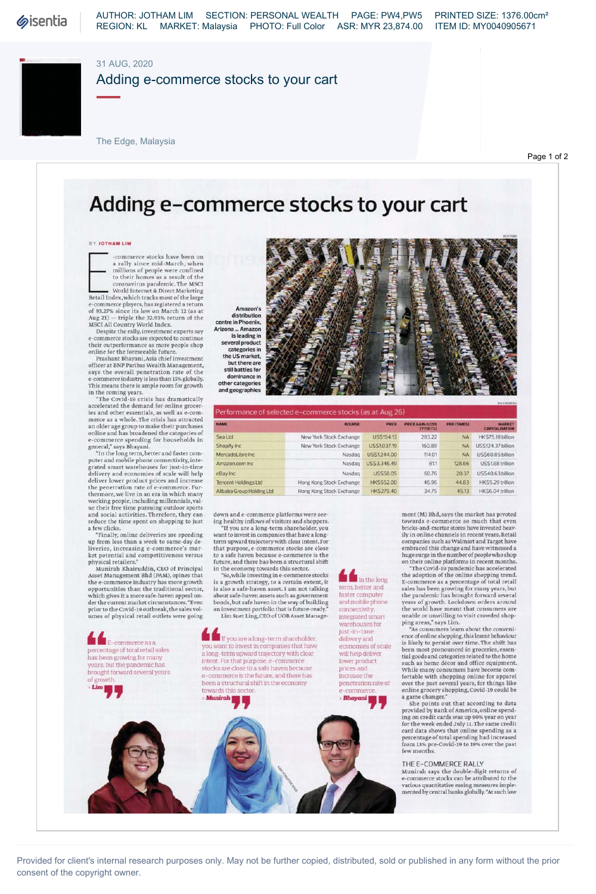# Adding e-commerce stocks to your cart

BY JOTHAM LIM

E-commerce stocks have been on a rally since mid-March, when millions of people were confined to their homes as a result of the coronavirus pandemic. The MSCI World Internet & Direct Marketing Retail Index, which tracks most of the large e-commerce players, has registered a return of 93.27% since its low on March 12 (as at Aug 21) — triple the 32.93% return of the MSCI All Country World Index.

Despite the rally, investment experts say e-commerce stocks are expected to continue their outperformance as more people shop online for the foreseeable future.

Prashant Bhayani, Asia chief investment officer at BNP Paribas Wealth Management, says the overall penetration rate of the e-commerce industry is less than 15% globally. This means there is ample room for growth in the coming years.

"The Covid-19 crisis has dramatically accelerated the demand for online groceries and other essentials, as well as e-commerce as a whole. The crisis has attracted an older age group to make their purchases online and has broadened the categories of e-commerce spending for households in general," says Bhayani.

"In the long term, better and faster computer and mobile phone connectivity, integrated smart warehouses for just-in-time delivery and economies of scale will help deliver lower product prices and increase the penetration rate of e-commerce. Furthermore, we live in an era in which many working people, including millennials, value their free time pursuing outdoor sports and social activities. Therefore, they can reduce the time spent on shopping to just a few clicks.

"Finally, online deliveries are speeding up from less than a week to same-day deliveries, increasing e-commerce's market potential and competitiveness versus physical retailers."

Munirah Khairuddin, CEO of Principal Asset Management Bhd (PAM), opines that the e-commerce industry has more growth opportunities than the traditional sector, which gives it a more safe-haven appeal under the current market circumstances. "Even prior to the Covid-19 outbreak, the sales volumes of physical retail outlets were going down and e-commerce platforms were seeing healthy inflows of visitors and shoppers.

"If you are a long-term shareholder, you want to invest in companies that have a long-term upward trajectory with clear intent. For that purpose, e-commerce stocks are close to a safe haven because e-commerce is the future, and there has been a structural shift in the economy towards this sector.

"So, while investing in e-commerce stocks is a growth strategy, to a certain extent, it is also a safe-haven asset. I am not talking about safe-haven assets such as government bonds, but safe haven in the way of building an investment portfolio that is future-ready."

Lim Suet Ling, CEO of UOB Asset Management (M) Bhd, says the market has pivoted towards e-commerce so much that even bricks-and-mortar stores have invested heavily in online channels in recent years. Retail companies such as Walmart and Target have embraced this change and have witnessed a huge surge in the number of people who shop on their online platforms in recent months.

"The Covid-19 pandemic has accelerated the adoption of the online shopping trend. E-commerce as a percentage of total retail sales has been growing for many years, but the pandemic has brought forward several years of growth. Lockdown orders around the world have meant that consumers are unable or unwilling to visit crowded shopping areas," says Lim.

"As consumers learn about the convenience of online shopping, this learnt behaviour is likely to persist over time. The shift has been most pronounced in groceries, essential goods and categories related to the home such as home décor and office equipment. While many consumers have become comfortable with shopping online for apparel over the past several years, for things like online grocery shopping, Covid-19 could be a game changer."

She points out that according to data provided by Bank of America, online spending on credit cards was up 90% year on year for the week ended July 11. The same credit card data shows that online spending as a percentage of total spending had increased from 13% pre-Covid-19 to 19% over the past few months.

Amazon's distribution centre in Phoenix, Arizona ... Amazon is leading in several product categories in the US market, but there are still battles for dominance in other categories and geographies

**Performance of selected e-commerce stocks (as at Aug 26)**

| NAME | BOURSE | PRICE | PRICE GAIN/LOSS (YTD) (%) | PER (TIMES) | MARKET CAPITALISATION |
|---|---|---|---|---|---|
| Sea Ltd | New York Stock Exchange | US$154.13 | 283.22 | NA | HK$75.18 billion |
| Shopify Inc | New York Stock Exchange | US$1,037.19 | 160.88 | NA | US$124.37 billion |
| MercadoLibre Inc | Nasdaq | US$1,244.00 | 114.01 | NA | US$60.85 billion |
| Amazon.com Inc | Nasdaq | US$3,346.49 | 81.1 | 128.66 | US$1.68 trillion |
| eBay Inc | Nasdaq | US$58.05 | 60.76 | 20.37 | US$40.63 billion |
| Tencent Holdings Ltd | Hong Kong Stock Exchange | HK$552.00 | 46.96 | 44.83 | HK$5.29 trillion |
| Alibaba Group Holding Ltd | Hong Kong Stock Exchange | HK$279.40 | 34.75 | 45.13 | HK$6.04 trillion |

"E-commerce as a percentage of total retail sales has been growing for many years, but the pandemic has brought forward several years of growth." — Lim

"If you are a long-term shareholder, you want to invest in companies that have a long-term upward trajectory with clear intent. For that purpose, e-commerce stocks are close to a safe haven because e-commerce is the future and there has been a structural shift in the economy towards this sector." — Munirah

"In the long term, better and faster computer and mobile phone connectivity, integrated smart warehouses for just-in-time delivery and economies of scale will help deliver lower product prices and increase the penetration rate of e-commerce." — Bhayani

## THE E-COMMERCE RALLY

Munirah says the double-digit returns of e-commerce stocks can be attributed to the various quantitative easing measures implemented by central banks globally. "At such low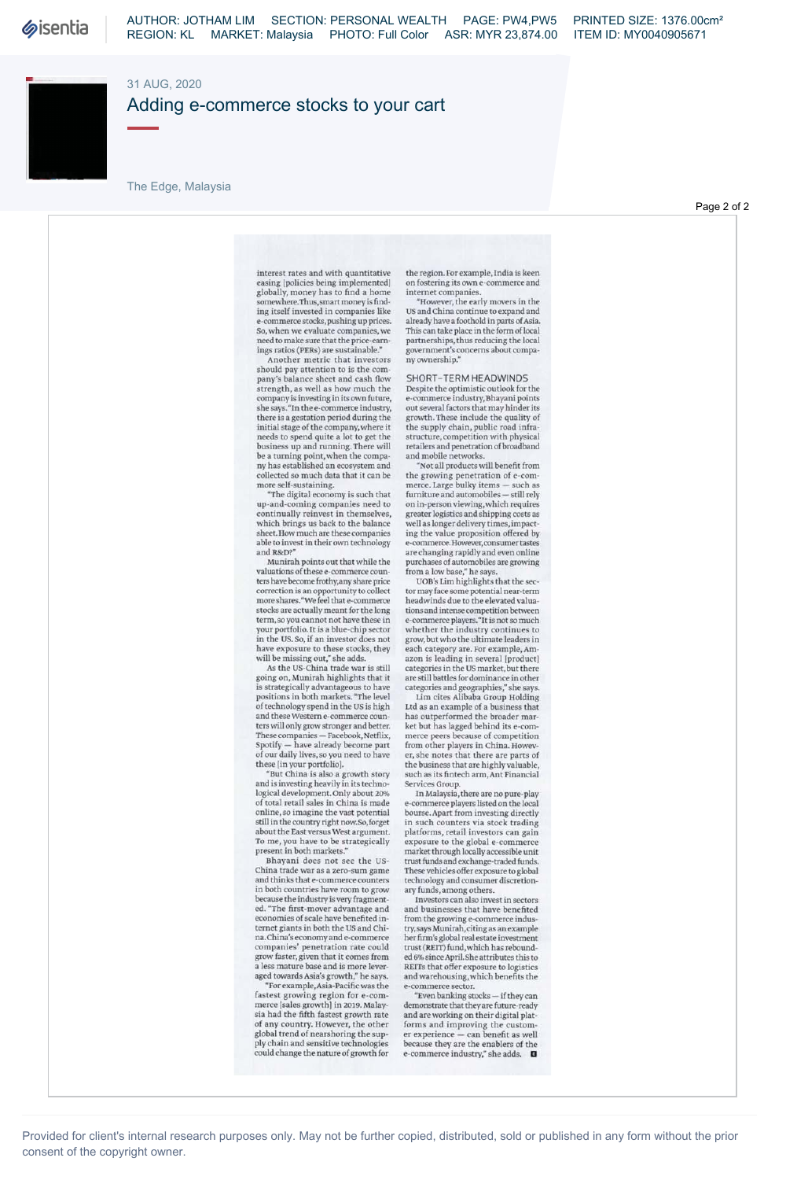interest rates and with quantitative easing [policies being implemented] globally, money has to find a home somewhere. Thus, smart money is finding itself invested in companies like e-commerce stocks, pushing up prices. So, when we evaluate companies, we need to make sure that the price-earnings ratios (PERs) are sustainable."

Another metric that investors should pay attention to is the company's balance sheet and cash flow strength, as well as how much the company is investing in its own future, she says. "In the e-commerce industry, there is a gestation period during the initial stage of the company, where it needs to spend quite a lot to get the business up and running. There will be a turning point, when the company has established an ecosystem and collected so much data that it can be more self-sustaining.

"The digital economy is such that up-and-coming companies need to continually reinvest in themselves, which brings us back to the balance sheet. How much are these companies able to invest in their own technology and R&D?"

Munirah points out that while the valuations of these e-commerce counters have become frothy, any share price correction is an opportunity to collect more shares. "We feel that e-commerce stocks are actually meant for the long term, so you cannot not have these in your portfolio. It is a blue-chip sector in the US. So, if an investor does not have exposure to these stocks, they will be missing out," she adds.

As the US-China trade war is still going on, Munirah highlights that it is strategically advantageous to have positions in both markets. "The level of technology spend in the US is high and these Western e-commerce counters will only grow stronger and better. These companies — Facebook, Netflix, Spotify — have already become part of our daily lives, so you need to have these [in your portfolio].

"But China is also a growth story and is investing heavily in its technological development. Only about 20% of total retail sales in China is made online, so imagine the vast potential still in the country right now. So, forget about the East versus West argument. To me, you have to be strategically present in both markets."

Bhayani does not see the US-China trade war as a zero-sum game and thinks that e-commerce counters in both countries have room to grow because the industry is very fragmented. "The first-mover advantage and economies of scale have benefited internet giants in both the US and China. China's economy and e-commerce companies' penetration rate could grow faster, given that it comes from a less mature base and is more leveraged towards Asia's growth," he says.

"For example, Asia-Pacific was the fastest growing region for e-commerce [sales growth] in 2019. Malaysia had the fifth fastest growth rate of any country. However, the other global trend of nearshoring the supply chain and sensitive technologies could change the nature of growth for the region. For example, India is keen on fostering its own e-commerce and internet companies.

"However, the early movers in the US and China continue to expand and already have a foothold in parts of Asia. This can take place in the form of local partnerships, thus reducing the local government's concerns about company ownership."

## SHORT-TERM HEADWINDS

Despite the optimistic outlook for the e-commerce industry, Bhayani points out several factors that may hinder its growth. These include the quality of the supply chain, public road infrastructure, competition with physical retailers and penetration of broadband and mobile networks.

"Not all products will benefit from the growing penetration of e-commerce. Large bulky items — such as furniture and automobiles — still rely on in-person viewing, which requires greater logistics and shipping costs as well as longer delivery times, impacting the value proposition offered by e-commerce. However, consumer tastes are changing rapidly and even online purchases of automobiles are growing from a low base," he says.

UOB's Lim highlights that the sector may face some potential near-term headwinds due to the elevated valuations and intense competition between e-commerce players. "It is not so much whether the industry continues to grow, but who the ultimate leaders in each category are. For example, Amazon is leading in several [product] categories in the US market, but there are still battles for dominance in other categories and geographies," she says.

Lim cites Alibaba Group Holding Ltd as an example of a business that has outperformed the broader market but has lagged behind its e-commerce peers because of competition from other players in China. However, she notes that there are parts of the business that are highly valuable, such as its fintech arm, Ant Financial Services Group.

In Malaysia, there are no pure-play e-commerce players listed on the local bourse. Apart from investing directly in such counters via stock trading platforms, retail investors can gain exposure to the global e-commerce market through locally accessible unit trust funds and exchange-traded funds. These vehicles offer exposure to global technology and consumer discretionary funds, among others.

Investors can also invest in sectors and businesses that have benefited from the growing e-commerce industry, says Munirah, citing as an example her firm's global real estate investment trust (REIT) fund, which has rebounded 6% since April. She attributes this to REITs that offer exposure to logistics and warehousing, which benefits the e-commerce sector.

"Even banking stocks — if they can demonstrate that they are future-ready and are working on their digital platforms and improving the customer experience — can benefit as well because they are the enablers of the e-commerce industry," she adds.